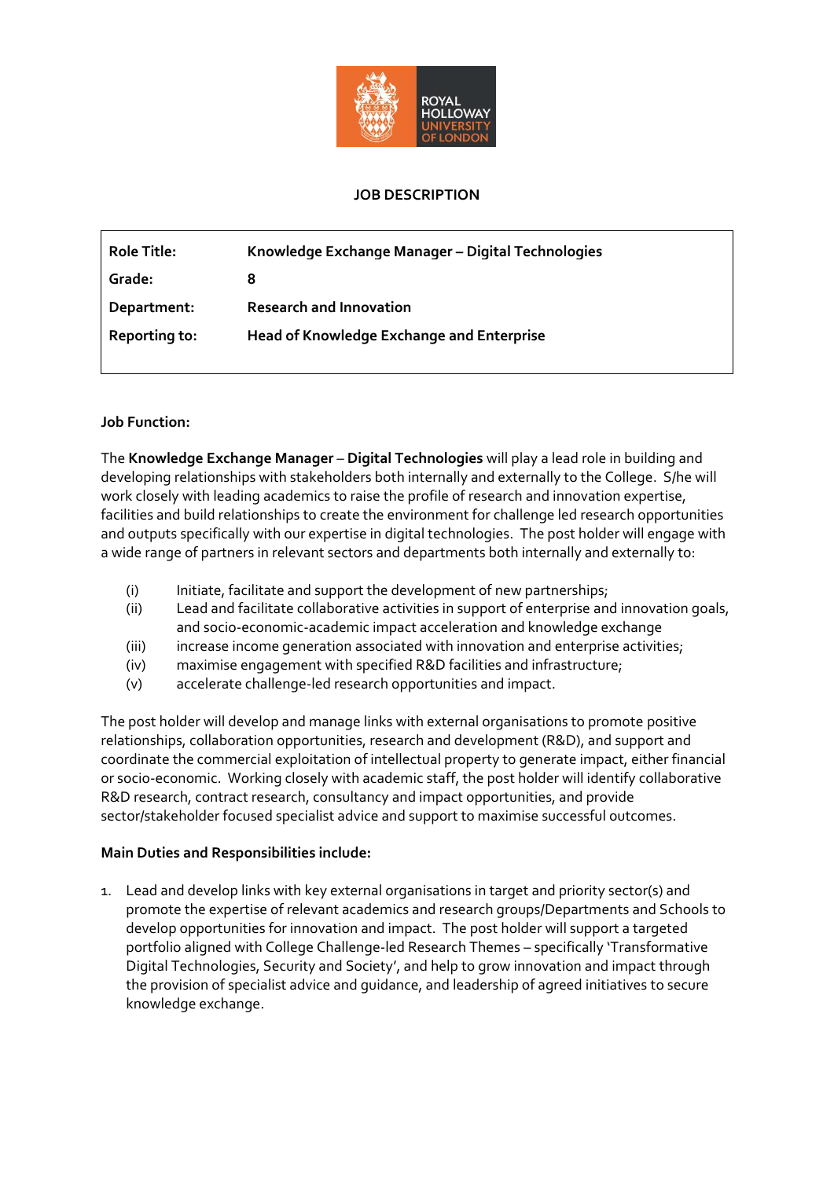# JOB DESCRIPTION

| | |
|---|---|
| **Role Title:** | **Knowledge Exchange Manager – Digital Technologies** |
| **Grade:** | **8** |
| **Department:** | **Research and Innovation** |
| **Reporting to:** | **Head of Knowledge Exchange and Enterprise** |

**Job Function:**

The **Knowledge Exchange Manager** – **Digital Technologies** will play a lead role in building and developing relationships with stakeholders both internally and externally to the College. S/he will work closely with leading academics to raise the profile of research and innovation expertise, facilities and build relationships to create the environment for challenge led research opportunities and outputs specifically with our expertise in digital technologies. The post holder will engage with a wide range of partners in relevant sectors and departments both internally and externally to:

(i) Initiate, facilitate and support the development of new partnerships;
(ii) Lead and facilitate collaborative activities in support of enterprise and innovation goals, and socio-economic-academic impact acceleration and knowledge exchange
(iii) increase income generation associated with innovation and enterprise activities;
(iv) maximise engagement with specified R&D facilities and infrastructure;
(v) accelerate challenge-led research opportunities and impact.

The post holder will develop and manage links with external organisations to promote positive relationships, collaboration opportunities, research and development (R&D), and support and coordinate the commercial exploitation of intellectual property to generate impact, either financial or socio-economic. Working closely with academic staff, the post holder will identify collaborative R&D research, contract research, consultancy and impact opportunities, and provide sector/stakeholder focused specialist advice and support to maximise successful outcomes.

**Main Duties and Responsibilities include:**

1. Lead and develop links with key external organisations in target and priority sector(s) and promote the expertise of relevant academics and research groups/Departments and Schools to develop opportunities for innovation and impact. The post holder will support a targeted portfolio aligned with College Challenge-led Research Themes – specifically 'Transformative Digital Technologies, Security and Society', and help to grow innovation and impact through the provision of specialist advice and guidance, and leadership of agreed initiatives to secure knowledge exchange.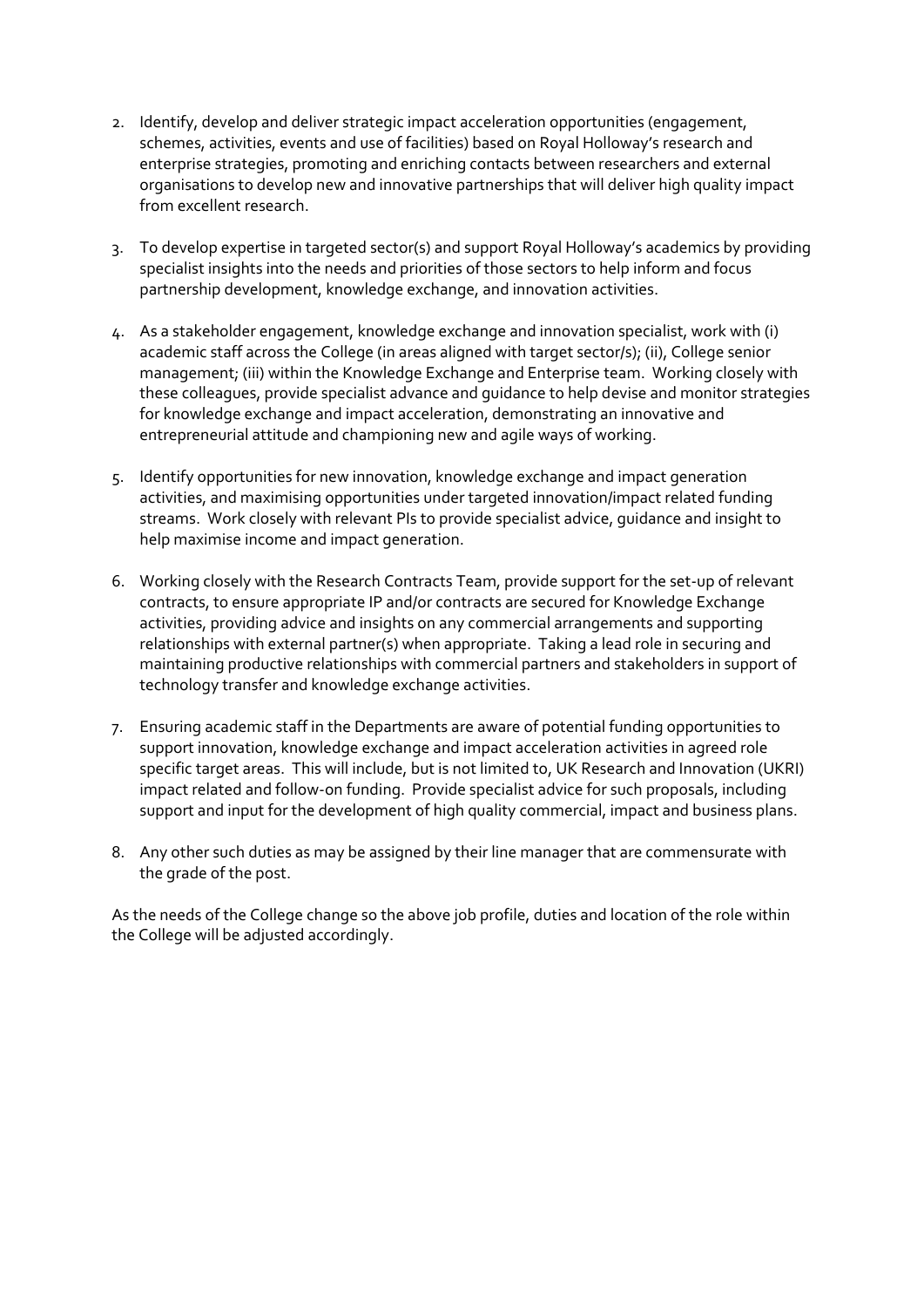2. Identify, develop and deliver strategic impact acceleration opportunities (engagement, schemes, activities, events and use of facilities) based on Royal Holloway's research and enterprise strategies, promoting and enriching contacts between researchers and external organisations to develop new and innovative partnerships that will deliver high quality impact from excellent research.

3. To develop expertise in targeted sector(s) and support Royal Holloway's academics by providing specialist insights into the needs and priorities of those sectors to help inform and focus partnership development, knowledge exchange, and innovation activities.

4. As a stakeholder engagement, knowledge exchange and innovation specialist, work with (i) academic staff across the College (in areas aligned with target sector/s); (ii), College senior management; (iii) within the Knowledge Exchange and Enterprise team. Working closely with these colleagues, provide specialist advance and guidance to help devise and monitor strategies for knowledge exchange and impact acceleration, demonstrating an innovative and entrepreneurial attitude and championing new and agile ways of working.

5. Identify opportunities for new innovation, knowledge exchange and impact generation activities, and maximising opportunities under targeted innovation/impact related funding streams. Work closely with relevant PIs to provide specialist advice, guidance and insight to help maximise income and impact generation.

6. Working closely with the Research Contracts Team, provide support for the set-up of relevant contracts, to ensure appropriate IP and/or contracts are secured for Knowledge Exchange activities, providing advice and insights on any commercial arrangements and supporting relationships with external partner(s) when appropriate. Taking a lead role in securing and maintaining productive relationships with commercial partners and stakeholders in support of technology transfer and knowledge exchange activities.

7. Ensuring academic staff in the Departments are aware of potential funding opportunities to support innovation, knowledge exchange and impact acceleration activities in agreed role specific target areas. This will include, but is not limited to, UK Research and Innovation (UKRI) impact related and follow-on funding. Provide specialist advice for such proposals, including support and input for the development of high quality commercial, impact and business plans.

8. Any other such duties as may be assigned by their line manager that are commensurate with the grade of the post.

As the needs of the College change so the above job profile, duties and location of the role within the College will be adjusted accordingly.